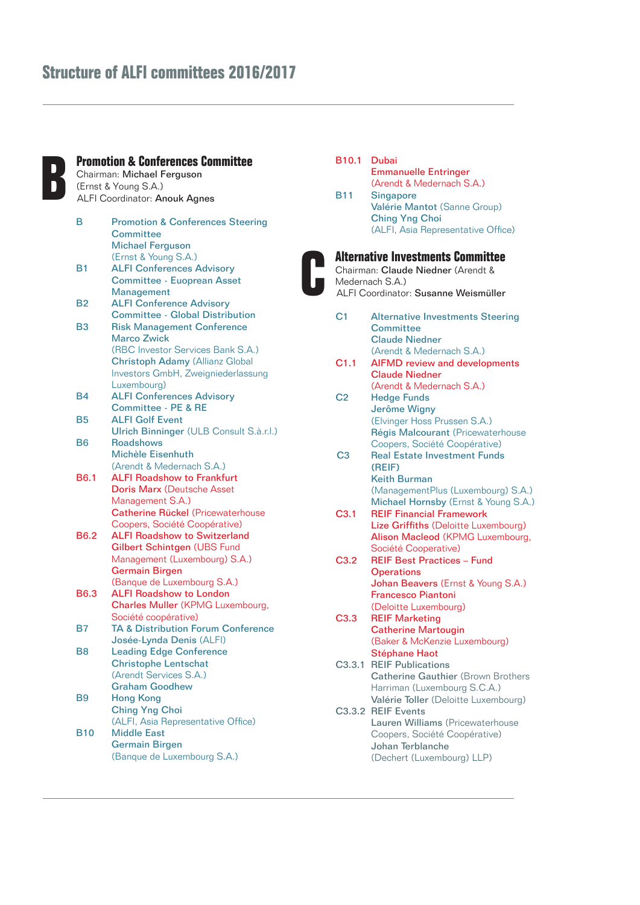# Structure of ALFI committees 2016/2017

## B Promotion & Conferences Committee

Chairman: **Michael Ferguson**
(Ernst & Young S.A.)
ALFI Coordinator: **Anouk Agnes**

- **B** Promotion & Conferences Steering Committee
  **Michael Ferguson**
  (Ernst & Young S.A.)
- **B1** ALFI Conferences Advisory Committee - Euopean Asset Management
- **B2** ALFI Conference Advisory Committee - Global Distribution
- **B3** Risk Management Conference
  **Marco Zwick**
  (RBC Investor Services Bank S.A.)
  **Christoph Adamy** (Allianz Global Investors GmbH, Zweigniederlassung Luxembourg)
- **B4** ALFI Conferences Advisory Committee - PE & RE
- **B5** ALFI Golf Event
  **Ulrich Binninger** (ULB Consult S.à.r.l.)
- **B6** Roadshows
  **Michèle Eisenhuth**
  (Arendt & Medernach S.A.)
- **B6.1** ALFI Roadshow to Frankfurt
  **Doris Marx** (Deutsche Asset Management S.A.)
  **Catherine Rückel** (Pricewaterhouse Coopers, Société Coopérative)
- **B6.2** ALFI Roadshow to Switzerland
  **Gilbert Schintgen** (UBS Fund Management (Luxembourg) S.A.)
  **Germain Birgen**
  (Banque de Luxembourg S.A.)
- **B6.3** ALFI Roadshow to London
  **Charles Muller** (KPMG Luxembourg, Société coopérative)
- **B7** TA & Distribution Forum Conference
  **Josée-Lynda Denis** (ALFI)
- **B8** Leading Edge Conference
  **Christophe Lentschat**
  (Arendt Services S.A.)
  **Graham Goodhew**
- **B9** Hong Kong
  **Ching Yng Choi**
  (ALFI, Asia Representative Office)
- **B10** Middle East
  **Germain Birgen**
  (Banque de Luxembourg S.A.)
- **B10.1** Dubai
  **Emmanuelle Entringer**
  (Arendt & Medernach S.A.)
- **B11** Singapore
  **Valérie Mantot** (Sanne Group)
  **Ching Yng Choi**
  (ALFI, Asia Representative Office)

## C Alternative Investments Committee

Chairman: **Claude Niedner** (Arendt & Medernach S.A.)
ALFI Coordinator: **Susanne Weismüller**

- **C1** Alternative Investments Steering Committee
  **Claude Niedner**
  (Arendt & Medernach S.A.)
- **C1.1** AIFMD review and developments
  **Claude Niedner**
  (Arendt & Medernach S.A.)
- **C2** Hedge Funds
  **Jerôme Wigny**
  (Elvinger Hoss Prussen S.A.)
  **Régis Malcourant** (Pricewaterhouse Coopers, Société Coopérative)
- **C3** Real Estate Investment Funds (REIF)
  **Keith Burman**
  (ManagementPlus (Luxembourg) S.A.)
  **Michael Hornsby** (Ernst & Young S.A.)
- **C3.1** REIF Financial Framework
  **Lize Griffiths** (Deloitte Luxembourg)
  **Alison Macleod** (KPMG Luxembourg, Société Cooperative)
- **C3.2** REIF Best Practices – Fund Operations
  **Johan Beavers** (Ernst & Young S.A.)
  **Francesco Piantoni**
  (Deloitte Luxembourg)
- **C3.3** REIF Marketing
  **Catherine Martougin**
  (Baker & McKenzie Luxembourg)
  **Stéphane Haot**
- **C3.3.1** REIF Publications
  **Catherine Gauthier** (Brown Brothers Harriman (Luxembourg S.C.A.)
  **Valérie Toller** (Deloitte Luxembourg)
- **C3.3.2** REIF Events
  **Lauren Williams** (Pricewaterhouse Coopers, Société Coopérative)
  **Johan Terblanche**
  (Dechert (Luxembourg) LLP)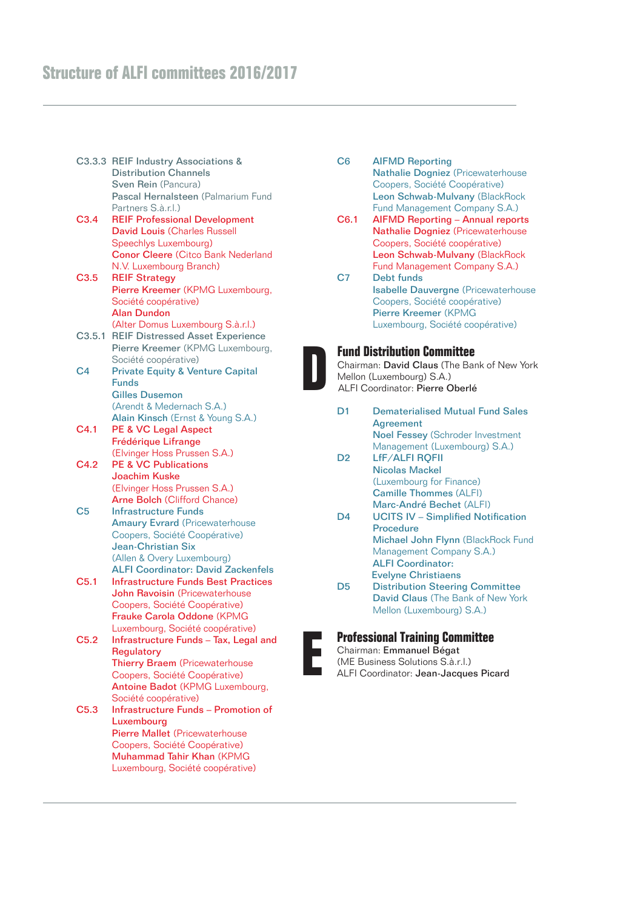# Structure of ALFI committees 2016/2017

C3.3.3 REIF Industry Associations & Distribution Channels
Sven Rein (Pancura)
Pascal Hernalsteen (Palmarium Fund Partners S.à.r.l.)

C3.4 REIF Professional Development
David Louis (Charles Russell Speechlys Luxembourg)
Conor Cleere (Citco Bank Nederland N.V. Luxembourg Branch)

C3.5 REIF Strategy
Pierre Kreemer (KPMG Luxembourg, Société coopérative)
Alan Dundon (Alter Domus Luxembourg S.à.r.l.)

C3.5.1 REIF Distressed Asset Experience
Pierre Kreemer (KPMG Luxembourg, Société coopérative)

C4 Private Equity & Venture Capital Funds
Gilles Dusemon (Arendt & Medernach S.A.)
Alain Kinsch (Ernst & Young S.A.)

C4.1 PE & VC Legal Aspect
Frédérique Lifrange (Elvinger Hoss Prussen S.A.)

C4.2 PE & VC Publications
Joachim Kuske (Elvinger Hoss Prussen S.A.)
Arne Bolch (Clifford Chance)

C5 Infrastructure Funds
Amaury Evrard (Pricewaterhouse Coopers, Société Coopérative)
Jean-Christian Six (Allen & Overy Luxembourg)
ALFI Coordinator: David Zackenfels

C5.1 Infrastructure Funds Best Practices
John Ravoisin (Pricewaterhouse Coopers, Société Coopérative)
Frauke Carola Oddone (KPMG Luxembourg, Société coopérative)

C5.2 Infrastructure Funds – Tax, Legal and Regulatory
Thierry Braem (Pricewaterhouse Coopers, Société Coopérative)
Antoine Badot (KPMG Luxembourg, Société coopérative)

C5.3 Infrastructure Funds – Promotion of Luxembourg
Pierre Mallet (Pricewaterhouse Coopers, Société Coopérative)
Muhammad Tahir Khan (KPMG Luxembourg, Société coopérative)

C6 AIFMD Reporting
Nathalie Dogniez (Pricewaterhouse Coopers, Société Coopérative)
Leon Schwab-Mulvany (BlackRock Fund Management Company S.A.)

C6.1 AIFMD Reporting – Annual reports
Nathalie Dogniez (Pricewaterhouse Coopers, Société coopérative)
Leon Schwab-Mulvany (BlackRock Fund Management Company S.A.)

C7 Debt funds
Isabelle Dauvergne (Pricewaterhouse Coopers, Société coopérative)
Pierre Kreemer (KPMG Luxembourg, Société coopérative)

## D Fund Distribution Committee

Chairman: **David Claus** (The Bank of New York Mellon (Luxembourg) S.A.)
ALFI Coordinator: **Pierre Oberlé**

D1 Dematerialised Mutual Fund Sales Agreement
Noel Fessey (Schroder Investment Management (Luxembourg) S.A.)

D2 LfF/ALFI RQFII
Nicolas Mackel (Luxembourg for Finance)
Camille Thommes (ALFI)
Marc-André Bechet (ALFI)

D4 UCITS IV – Simplified Notification Procedure
Michael John Flynn (BlackRock Fund Management Company S.A.)
ALFI Coordinator: Evelyne Christiaens

D5 Distribution Steering Committee
David Claus (The Bank of New York Mellon (Luxembourg) S.A.)

## E Professional Training Committee

Chairman: **Emmanuel Bégat** (ME Business Solutions S.à.r.l.)
ALFI Coordinator: **Jean-Jacques Picard**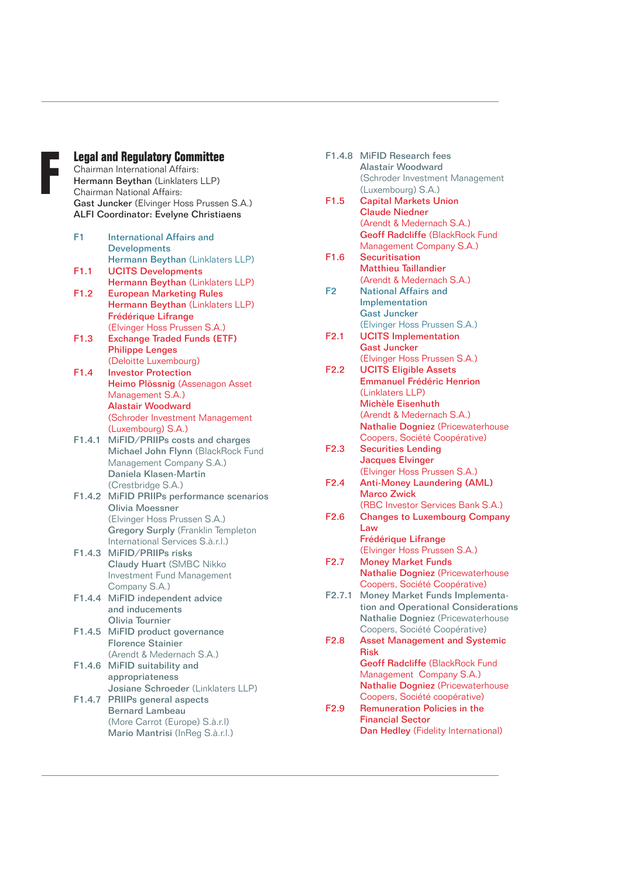# F

## Legal and Regulatory Committee

Chairman International Affairs:
**Hermann Beythan** (Linklaters LLP)
Chairman National Affairs:
**Gast Juncker** (Elvinger Hoss Prussen S.A.)
**ALFI Coordinator: Evelyne Christiaens**

**F1 International Affairs and Developments**
**Hermann Beythan** (Linklaters LLP)

**F1.1 UCITS Developments**
**Hermann Beythan** (Linklaters LLP)

**F1.2 European Marketing Rules**
**Hermann Beythan** (Linklaters LLP)
**Frédérique Lifrange**
(Elvinger Hoss Prussen S.A.)

**F1.3 Exchange Traded Funds (ETF)**
**Philippe Lenges**
(Deloitte Luxembourg)

**F1.4 Investor Protection**
**Heimo Plössnig** (Assenagon Asset Management S.A.)
**Alastair Woodward**
(Schroder Investment Management (Luxembourg) S.A.)

F1.4.1 MiFID/PRIIPs costs and charges
**Michael John Flynn** (BlackRock Fund Management Company S.A.)
**Daniela Klasen-Martin**
(Crestbridge S.A.)

**F1.4.2 MiFID PRIIPs performance scenarios**
**Olivia Moessner**
(Elvinger Hoss Prussen S.A.)
**Gregory Surply** (Franklin Templeton International Services S.à.r.l.)

F1.4.3 MiFID/PRIIPs risks
**Claudy Huart** (SMBC Nikko Investment Fund Management Company S.A.)

**F1.4.4 MiFID independent advice and inducements**
**Olivia Tournier**

**F1.4.5 MiFID product governance**
**Florence Stainier**
(Arendt & Medernach S.A.)

**F1.4.6 MiFID suitability and appropriateness**
**Josiane Schroeder** (Linklaters LLP)

**F1.4.7 PRIIPs general aspects**
**Bernard Lambeau**
(More Carrot (Europe) S.à.r.l)
**Mario Mantrisi** (InReg S.à.r.l.)

F1.4.8 MiFID Research fees
**Alastair Woodward**
(Schroder Investment Management (Luxembourg) S.A.)

**F1.5 Capital Markets Union**
**Claude Niedner**
(Arendt & Medernach S.A.)
**Geoff Radcliffe** (BlackRock Fund Management Company S.A.)

**F1.6 Securitisation**
**Matthieu Taillandier**
(Arendt & Medernach S.A.)

**F2 National Affairs and Implementation**
**Gast Juncker**
(Elvinger Hoss Prussen S.A.)

**F2.1 UCITS Implementation**
**Gast Juncker**
(Elvinger Hoss Prussen S.A.)

**F2.2 UCITS Eligible Assets**
**Emmanuel Frédéric Henrion**
(Linklaters LLP)
**Michèle Eisenhuth**
(Arendt & Medernach S.A.)
**Nathalie Dogniez** (Pricewaterhouse Coopers, Société Coopérative)

**F2.3 Securities Lending**
**Jacques Elvinger**
(Elvinger Hoss Prussen S.A.)

**F2.4 Anti-Money Laundering (AML)**
**Marco Zwick**
(RBC Investor Services Bank S.A.)

**F2.6 Changes to Luxembourg Company Law**
**Frédérique Lifrange**
(Elvinger Hoss Prussen S.A.)

**F2.7 Money Market Funds**
**Nathalie Dogniez** (Pricewaterhouse Coopers, Société Coopérative)

F2.7.1 Money Market Funds Implementation and Operational Considerations
**Nathalie Dogniez** (Pricewaterhouse Coopers, Société Coopérative)

**F2.8 Asset Management and Systemic Risk**
**Geoff Radcliffe** (BlackRock Fund Management Company S.A.)
**Nathalie Dogniez** (Pricewaterhouse Coopers, Société coopérative)

**F2.9 Remuneration Policies in the Financial Sector**
**Dan Hedley** (Fidelity International)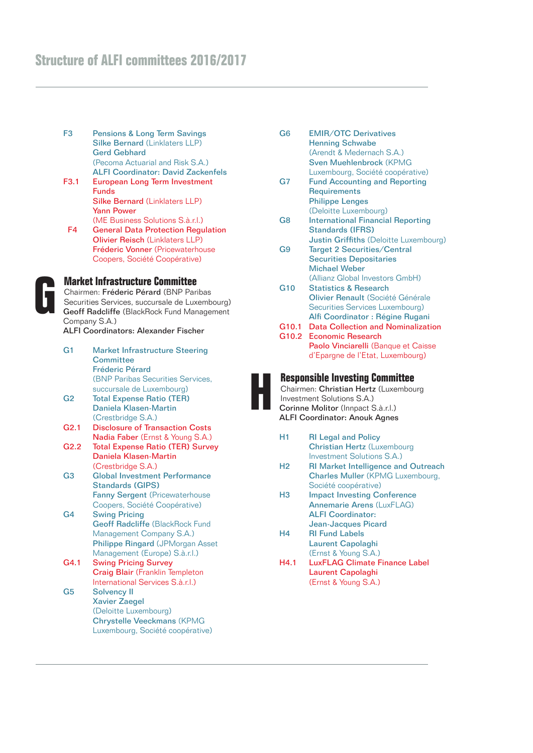# Structure of ALFI committees 2016/2017

**F3** Pensions & Long Term Savings
Silke Bernard (Linklaters LLP)
Gerd Gebhard
(Pecoma Actuarial and Risk S.A.)
ALFI Coordinator: David Zackenfels

**F3.1** European Long Term Investment Funds
Silke Bernard (Linklaters LLP)
Yann Power
(ME Business Solutions S.à.r.l.)

**F4** General Data Protection Regulation
Olivier Reisch (Linklaters LLP)
Fréderic Vonner (Pricewaterhouse Coopers, Société Coopérative)

## G Market Infrastructure Committee

Chairmen: Fréderic Pérard (BNP Paribas Securities Services, succursale de Luxembourg)
Geoff Radcliffe (BlackRock Fund Management Company S.A.)
ALFI Coordinators: Alexander Fischer

**G1** Market Infrastructure Steering Committee
Fréderic Pérard
(BNP Paribas Securities Services, succursale de Luxembourg)

**G2** Total Expense Ratio (TER)
Daniela Klasen-Martin
(Crestbridge S.A.)

**G2.1** Disclosure of Transaction Costs
Nadia Faber (Ernst & Young S.A.)

**G2.2** Total Expense Ratio (TER) Survey
Daniela Klasen-Martin
(Crestbridge S.A.)

**G3** Global Investment Performance Standards (GIPS)
Fanny Sergent (Pricewaterhouse Coopers, Société Coopérative)

**G4** Swing Pricing
Geoff Radcliffe (BlackRock Fund Management Company S.A.)
Philippe Ringard (JPMorgan Asset Management (Europe) S.à.r.l.)

**G4.1** Swing Pricing Survey
Craig Blair (Franklin Templeton International Services S.à.r.l.)

**G5** Solvency II
Xavier Zaegel
(Deloitte Luxembourg)
Chrystelle Veeckmans (KPMG Luxembourg, Société coopérative)

**G6** EMIR/OTC Derivatives
Henning Schwabe
(Arendt & Medernach S.A.)
Sven Muehlenbrock (KPMG Luxembourg, Société coopérative)

**G7** Fund Accounting and Reporting Requirements
Philippe Lenges
(Deloitte Luxembourg)

**G8** International Financial Reporting Standards (IFRS)
Justin Griffiths (Deloitte Luxembourg)

**G9** Target 2 Securities/Central Securities Depositaries
Michael Weber
(Allianz Global Investors GmbH)

**G10** Statistics & Research
Olivier Renault (Société Générale Securities Services Luxembourg)
Alfi Coordinator : Régine Rugani

**G10.1** Data Collection and Nominalization

**G10.2** Economic Research
Paolo Vinciarelli (Banque et Caisse d'Epargne de l'Etat, Luxembourg)

## H Responsible Investing Committee

Chairmen: Christian Hertz (Luxembourg Investment Solutions S.A.)
Corinne Molitor (Innpact S.à.r.l.)
ALFI Coordinator: Anouk Agnes

**H1** RI Legal and Policy
Christian Hertz (Luxembourg Investment Solutions S.A.)

**H2** RI Market Intelligence and Outreach
Charles Muller (KPMG Luxembourg, Société coopérative)

**H3** Impact Investing Conference
Annemarie Arens (LuxFLAG)
ALFI Coordinator:
Jean-Jacques Picard

**H4** RI Fund Labels
Laurent Capolaghi
(Ernst & Young S.A.)

**H4.1** LuxFLAG Climate Finance Label
Laurent Capolaghi
(Ernst & Young S.A.)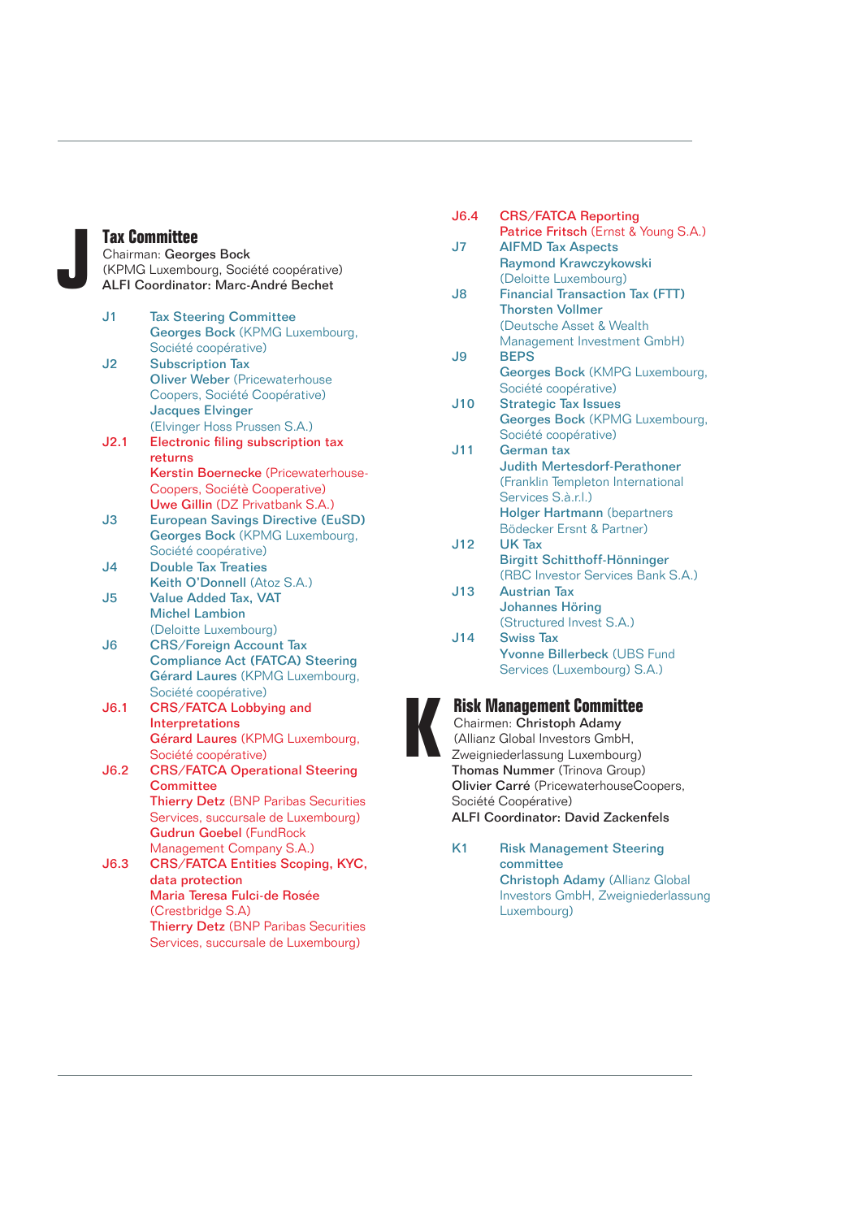## J Tax Committee

Chairman: **Georges Bock**
(KPMG Luxembourg, Société coopérative)
**ALFI Coordinator: Marc-André Bechet**

- **J1** Tax Steering Committee
  **Georges Bock** (KPMG Luxembourg, Société coopérative)
- **J2** Subscription Tax
  **Oliver Weber** (Pricewaterhouse Coopers, Société Coopérative)
  **Jacques Elvinger** (Elvinger Hoss Prussen S.A.)
- **J2.1** Electronic filing subscription tax returns
  **Kerstin Boernecke** (Pricewaterhouse-Coopers, Société Cooperative)
  **Uwe Gillin** (DZ Privatbank S.A.)
- **J3** European Savings Directive (EuSD)
  **Georges Bock** (KPMG Luxembourg, Société coopérative)
- **J4** Double Tax Treaties
  **Keith O'Donnell** (Atoz S.A.)
- **J5** Value Added Tax, VAT
  **Michel Lambion** (Deloitte Luxembourg)
- **J6** CRS/Foreign Account Tax Compliance Act (FATCA) Steering
  **Gérard Laures** (KPMG Luxembourg, Société coopérative)
- **J6.1** CRS/FATCA Lobbying and Interpretations
  **Gérard Laures** (KPMG Luxembourg, Société coopérative)
- **J6.2** CRS/FATCA Operational Steering Committee
  **Thierry Detz** (BNP Paribas Securities Services, succursale de Luxembourg)
  **Gudrun Goebel** (FundRock Management Company S.A.)
- **J6.3** CRS/FATCA Entities Scoping, KYC, data protection
  **Maria Teresa Fulci-de Rosée** (Crestbridge S.A)
  **Thierry Detz** (BNP Paribas Securities Services, succursale de Luxembourg)
- **J6.4** CRS/FATCA Reporting
  **Patrice Fritsch** (Ernst & Young S.A.)
- **J7** AIFMD Tax Aspects
  **Raymond Krawczykowski** (Deloitte Luxembourg)
- **J8** Financial Transaction Tax (FTT)
  **Thorsten Vollmer** (Deutsche Asset & Wealth Management Investment GmbH)
- **J9** BEPS
  **Georges Bock** (KMPG Luxembourg, Société coopérative)
- **J10** Strategic Tax Issues
  **Georges Bock** (KPMG Luxembourg, Société coopérative)
- **J11** German tax
  **Judith Mertesdorf-Perathoner** (Franklin Templeton International Services S.à.r.l.)
  **Holger Hartmann** (bepartners Bödecker Ersnt & Partner)
- **J12** UK Tax
  **Birgitt Schitthoff-Hönninger** (RBC Investor Services Bank S.A.)
- **J13** Austrian Tax
  **Johannes Höring** (Structured Invest S.A.)
- **J14** Swiss Tax
  **Yvonne Billerbeck** (UBS Fund Services (Luxembourg) S.A.)

## K Risk Management Committee

Chairmen: **Christoph Adamy**
(Allianz Global Investors GmbH, Zweigniederlassung Luxembourg)
**Thomas Nummer** (Trinova Group)
**Olivier Carré** (PricewaterhouseCoopers, Société Coopérative)
**ALFI Coordinator: David Zackenfels**

- **K1** Risk Management Steering committee
  **Christoph Adamy** (Allianz Global Investors GmbH, Zweigniederlassung Luxembourg)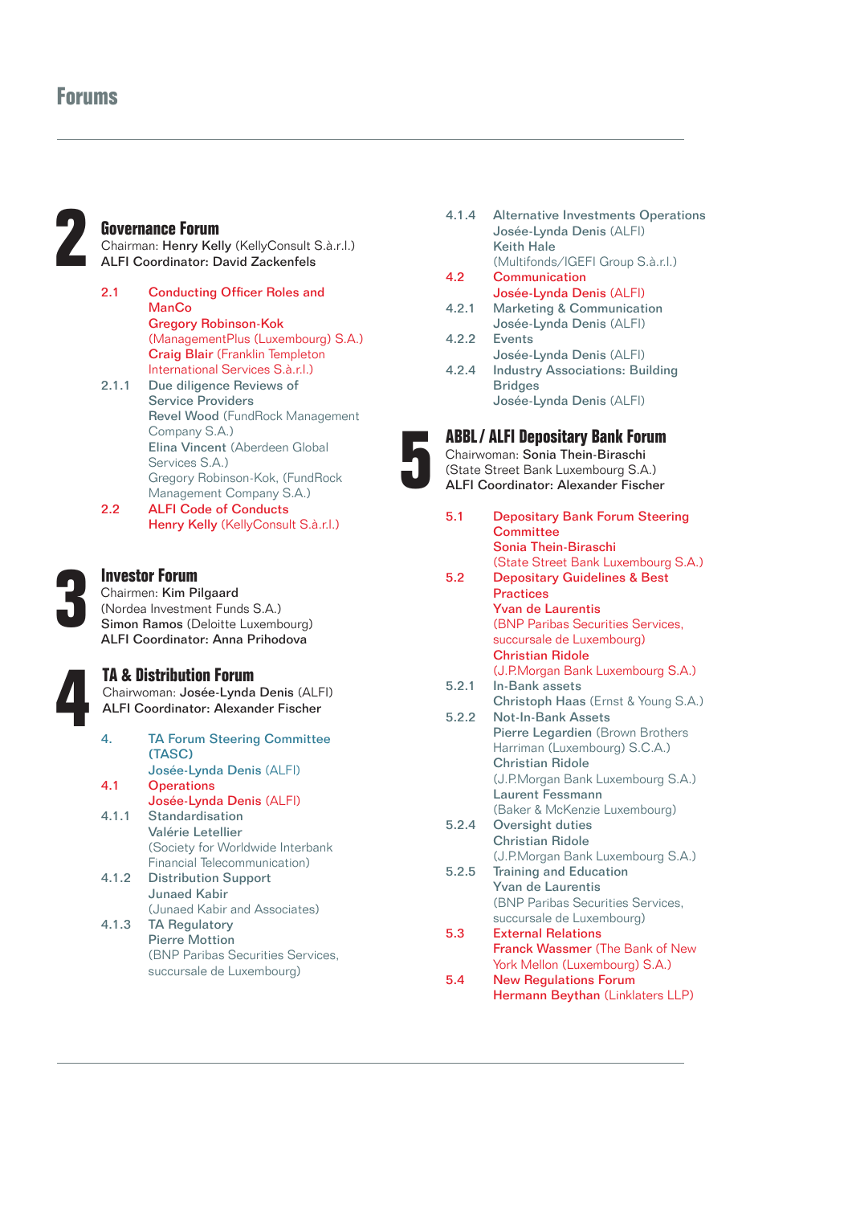# Forums

## 2 Governance Forum

Chairman: **Henry Kelly** (KellyConsult S.à.r.l.)
ALFI Coordinator: **David Zackenfels**

- **2.1** Conducting Officer Roles and ManCo
  **Gregory Robinson-Kok** (ManagementPlus (Luxembourg) S.A.)
  **Craig Blair** (Franklin Templeton International Services S.à.r.l.)
- **2.1.1** Due diligence Reviews of Service Providers
  **Revel Wood** (FundRock Management Company S.A.)
  **Elina Vincent** (Aberdeen Global Services S.A.)
  Gregory Robinson-Kok, (FundRock Management Company S.A.)
- **2.2** ALFI Code of Conducts
  **Henry Kelly** (KellyConsult S.à.r.l.)

## 3 Investor Forum

Chairmen: **Kim Pilgaard** (Nordea Investment Funds S.A.)
**Simon Ramos** (Deloitte Luxembourg)
ALFI Coordinator: **Anna Prihodova**

## 4 TA & Distribution Forum

Chairwoman: **Josée-Lynda Denis** (ALFI)
ALFI Coordinator: **Alexander Fischer**

- **4.** TA Forum Steering Committee (TASC)
  **Josée-Lynda Denis** (ALFI)
- **4.1** Operations
  **Josée-Lynda Denis** (ALFI)
- **4.1.1** Standardisation
  **Valérie Letellier** (Society for Worldwide Interbank Financial Telecommunication)
- **4.1.2** Distribution Support
  **Junaed Kabir** (Junaed Kabir and Associates)
- **4.1.3** TA Regulatory
  **Pierre Mottion** (BNP Paribas Securities Services, succursale de Luxembourg)
- **4.1.4** Alternative Investments Operations
  **Josée-Lynda Denis** (ALFI)
  **Keith Hale** (Multifonds/IGEFI Group S.à.r.l.)
- **4.2** Communication
  **Josée-Lynda Denis** (ALFI)
- **4.2.1** Marketing & Communication
  **Josée-Lynda Denis** (ALFI)
- **4.2.2** Events
  **Josée-Lynda Denis** (ALFI)
- **4.2.4** Industry Associations: Building Bridges
  **Josée-Lynda Denis** (ALFI)

## 5 ABBL / ALFI Depositary Bank Forum

Chairwoman: **Sonia Thein-Biraschi** (State Street Bank Luxembourg S.A.)
ALFI Coordinator: **Alexander Fischer**

- **5.1** Depositary Bank Forum Steering Committee
  **Sonia Thein-Biraschi** (State Street Bank Luxembourg S.A.)
- **5.2** Depositary Guidelines & Best Practices
  **Yvan de Laurentis** (BNP Paribas Securities Services, succursale de Luxembourg)
  **Christian Ridole** (J.P.Morgan Bank Luxembourg S.A.)
- **5.2.1** In-Bank assets
  **Christoph Haas** (Ernst & Young S.A.)
- **5.2.2** Not-In-Bank Assets
  **Pierre Legardien** (Brown Brothers Harriman (Luxembourg) S.C.A.)
  **Christian Ridole** (J.P.Morgan Bank Luxembourg S.A.)
  **Laurent Fessmann** (Baker & McKenzie Luxembourg)
- **5.2.4** Oversight duties
  **Christian Ridole** (J.P.Morgan Bank Luxembourg S.A.)
- **5.2.5** Training and Education
  **Yvan de Laurentis** (BNP Paribas Securities Services, succursale de Luxembourg)
- **5.3** External Relations
  **Franck Wassmer** (The Bank of New York Mellon (Luxembourg) S.A.)
- **5.4** New Regulations Forum
  **Hermann Beythan** (Linklaters LLP)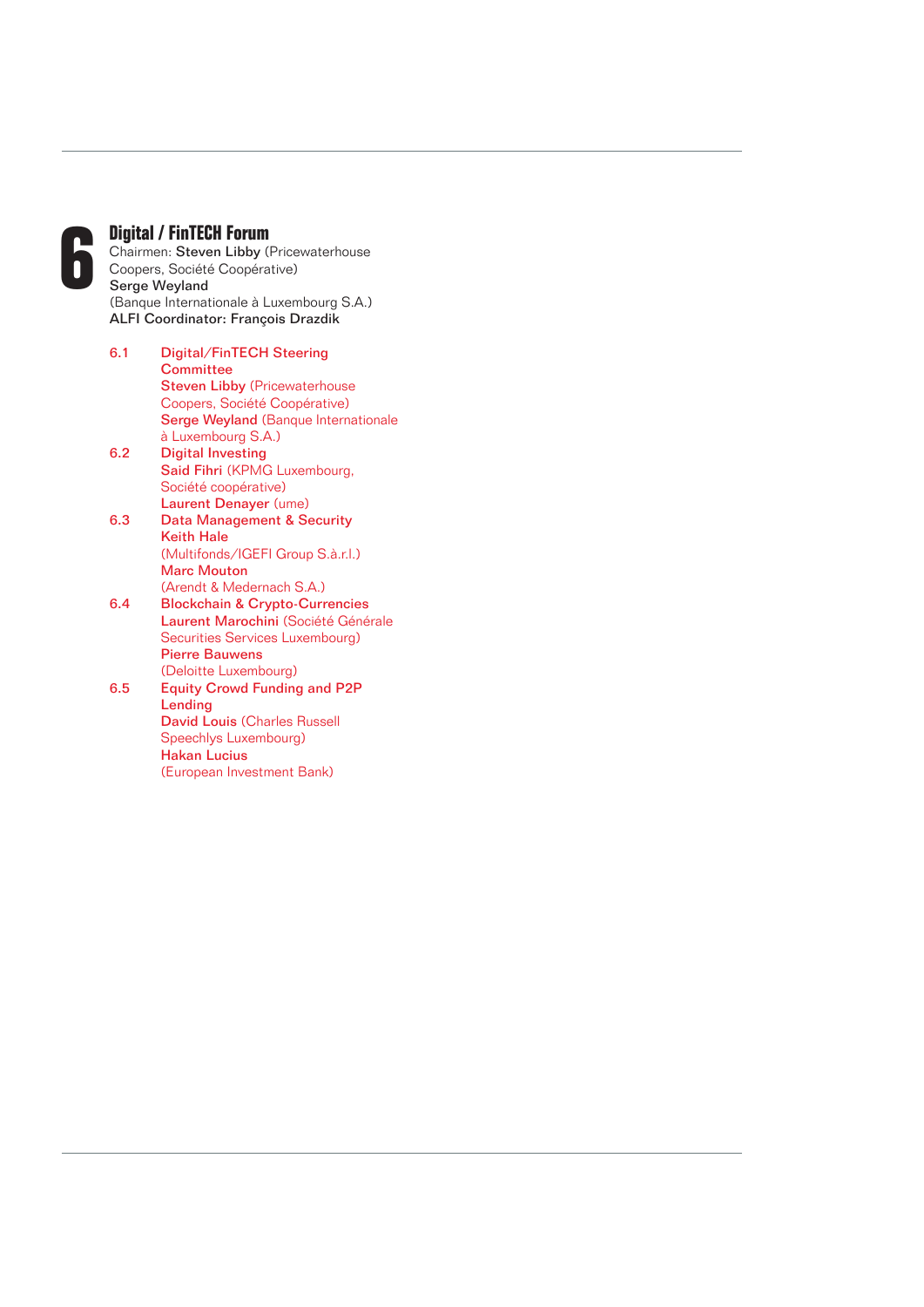# 6 Digital / FinTECH Forum

Chairmen: **Steven Libby** (Pricewaterhouse Coopers, Société Coopérative)
**Serge Weyland**
(Banque Internationale à Luxembourg S.A.)
**ALFI Coordinator: François Drazdik**

**6.1 Digital/FinTECH Steering Committee**
**Steven Libby** (Pricewaterhouse Coopers, Société Coopérative)
**Serge Weyland** (Banque Internationale à Luxembourg S.A.)

**6.2 Digital Investing**
**Said Fihri** (KPMG Luxembourg, Société coopérative)
**Laurent Denayer** (ume)

**6.3 Data Management & Security**
**Keith Hale**
(Multifonds/IGEFI Group S.à.r.l.)
**Marc Mouton**
(Arendt & Medernach S.A.)

**6.4 Blockchain & Crypto-Currencies**
**Laurent Marochini** (Société Générale Securities Services Luxembourg)
**Pierre Bauwens**
(Deloitte Luxembourg)

**6.5 Equity Crowd Funding and P2P Lending**
**David Louis** (Charles Russell Speechlys Luxembourg)
**Hakan Lucius**
(European Investment Bank)